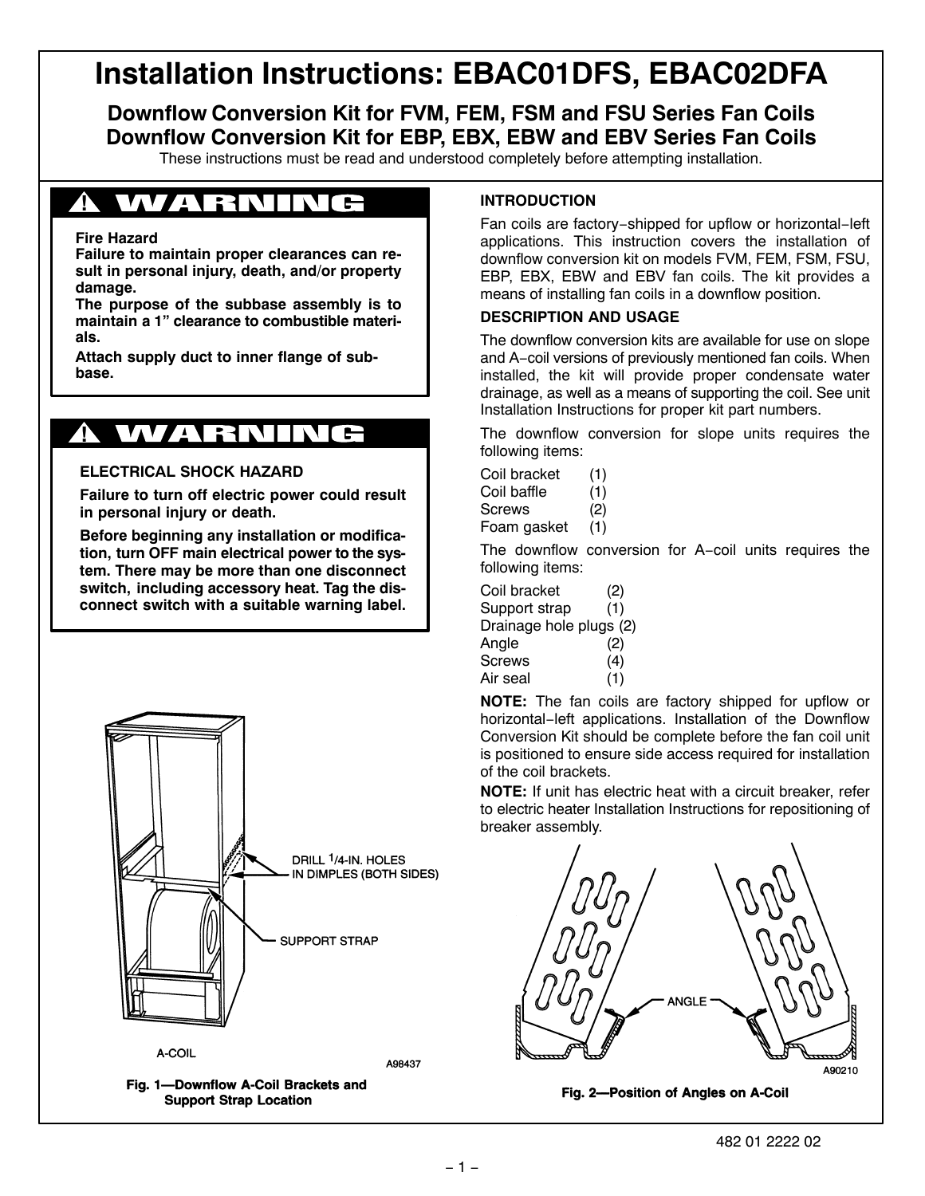# Installation Instructions: EBAC01DFS, EBAC02DFA

## Downflow Conversion Kit for FVM, FEM, FSM and FSU Series Fan Coils
## Downflow Conversion Kit for EBP, EBX, EBW and EBV Series Fan Coils

These instructions must be read and understood completely before attempting installation.

> **⚠ WARNING**
>
> **Fire Hazard**
> **Failure to maintain proper clearances can result in personal injury, death, and/or property damage.**
> **The purpose of the subbase assembly is to maintain a 1" clearance to combustible materials.**
> **Attach supply duct to inner flange of subbase.**

> **⚠ WARNING**
>
> **ELECTRICAL SHOCK HAZARD**
>
> **Failure to turn off electric power could result in personal injury or death.**
>
> **Before beginning any installation or modification, turn OFF main electrical power to the system. There may be more than one disconnect switch, including accessory heat. Tag the disconnect switch with a suitable warning label.**

DRILL 1/4-IN. HOLES IN DIMPLES (BOTH SIDES)

SUPPORT STRAP

A-COIL

A98437

**Fig. 1—Downflow A-Coil Brackets and Support Strap Location**

### INTRODUCTION

Fan coils are factory-shipped for upflow or horizontal-left applications. This instruction covers the installation of downflow conversion kit on models FVM, FEM, FSM, FSU, EBP, EBX, EBW and EBV fan coils. The kit provides a means of installing fan coils in a downflow position.

### DESCRIPTION AND USAGE

The downflow conversion kits are available for use on slope and A-coil versions of previously mentioned fan coils. When installed, the kit will provide proper condensate water drainage, as well as a means of supporting the coil. See unit Installation Instructions for proper kit part numbers.

The downflow conversion for slope units requires the following items:

| Item | Qty |
|---|---|
| Coil bracket | (1) |
| Coil baffle | (1) |
| Screws | (2) |
| Foam gasket | (1) |

The downflow conversion for A-coil units requires the following items:

| Item | Qty |
|---|---|
| Coil bracket | (2) |
| Support strap | (1) |
| Drainage hole plugs | (2) |
| Angle | (2) |
| Screws | (4) |
| Air seal | (1) |

**NOTE:** The fan coils are factory shipped for upflow or horizontal-left applications. Installation of the Downflow Conversion Kit should be complete before the fan coil unit is positioned to ensure side access required for installation of the coil brackets.

**NOTE:** If unit has electric heat with a circuit breaker, refer to electric heater Installation Instructions for repositioning of breaker assembly.

ANGLE

A90210

**Fig. 2—Position of Angles on A-Coil**

482 01 2222 02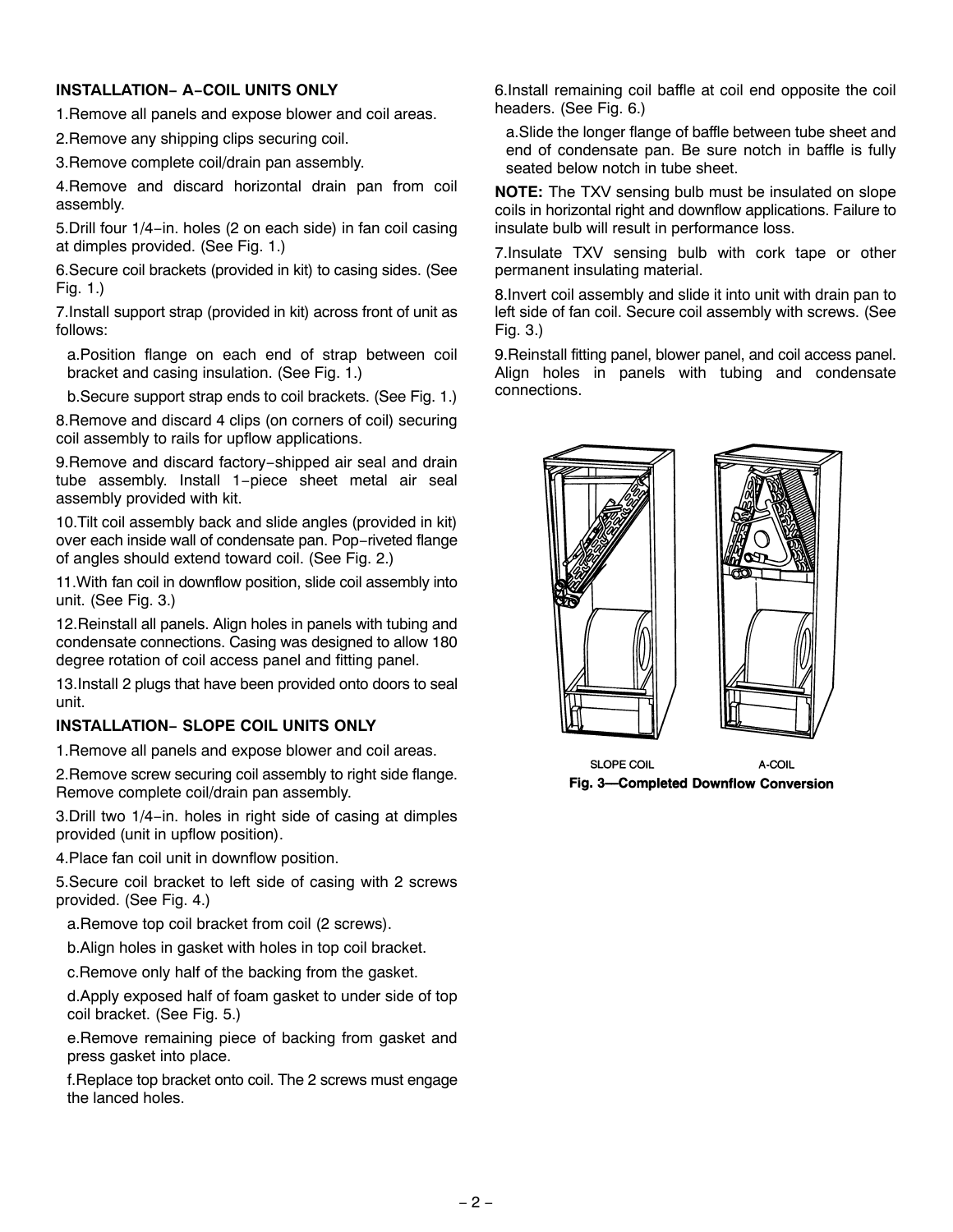## INSTALLATION– A–COIL UNITS ONLY

1. Remove all panels and expose blower and coil areas.
2. Remove any shipping clips securing coil.
3. Remove complete coil/drain pan assembly.
4. Remove and discard horizontal drain pan from coil assembly.
5. Drill four 1/4–in. holes (2 on each side) in fan coil casing at dimples provided. (See Fig. 1.)
6. Secure coil brackets (provided in kit) to casing sides. (See Fig. 1.)
7. Install support strap (provided in kit) across front of unit as follows:
   a. Position flange on each end of strap between coil bracket and casing insulation. (See Fig. 1.)
   b. Secure support strap ends to coil brackets. (See Fig. 1.)
8. Remove and discard 4 clips (on corners of coil) securing coil assembly to rails for upflow applications.
9. Remove and discard factory–shipped air seal and drain tube assembly. Install 1–piece sheet metal air seal assembly provided with kit.
10. Tilt coil assembly back and slide angles (provided in kit) over each inside wall of condensate pan. Pop–riveted flange of angles should extend toward coil. (See Fig. 2.)
11. With fan coil in downflow position, slide coil assembly into unit. (See Fig. 3.)
12. Reinstall all panels. Align holes in panels with tubing and condensate connections. Casing was designed to allow 180 degree rotation of coil access panel and fitting panel.
13. Install 2 plugs that have been provided onto doors to seal unit.

## INSTALLATION– SLOPE COIL UNITS ONLY

1. Remove all panels and expose blower and coil areas.
2. Remove screw securing coil assembly to right side flange. Remove complete coil/drain pan assembly.
3. Drill two 1/4–in. holes in right side of casing at dimples provided (unit in upflow position).
4. Place fan coil unit in downflow position.
5. Secure coil bracket to left side of casing with 2 screws provided. (See Fig. 4.)
   a. Remove top coil bracket from coil (2 screws).
   b. Align holes in gasket with holes in top coil bracket.
   c. Remove only half of the backing from the gasket.
   d. Apply exposed half of foam gasket to under side of top coil bracket. (See Fig. 5.)
   e. Remove remaining piece of backing from gasket and press gasket into place.
   f. Replace top bracket onto coil. The 2 screws must engage the lanced holes.
6. Install remaining coil baffle at coil end opposite the coil headers. (See Fig. 6.)
   a. Slide the longer flange of baffle between tube sheet and end of condensate pan. Be sure notch in baffle is fully seated below notch in tube sheet.

**NOTE:** The TXV sensing bulb must be insulated on slope coils in horizontal right and downflow applications. Failure to insulate bulb will result in performance loss.

7. Insulate TXV sensing bulb with cork tape or other permanent insulating material.
8. Invert coil assembly and slide it into unit with drain pan to left side of fan coil. Secure coil assembly with screws. (See Fig. 3.)
9. Reinstall fitting panel, blower panel, and coil access panel. Align holes in panels with tubing and condensate connections.

SLOPE COIL A-COIL

**Fig. 3—Completed Downflow Conversion**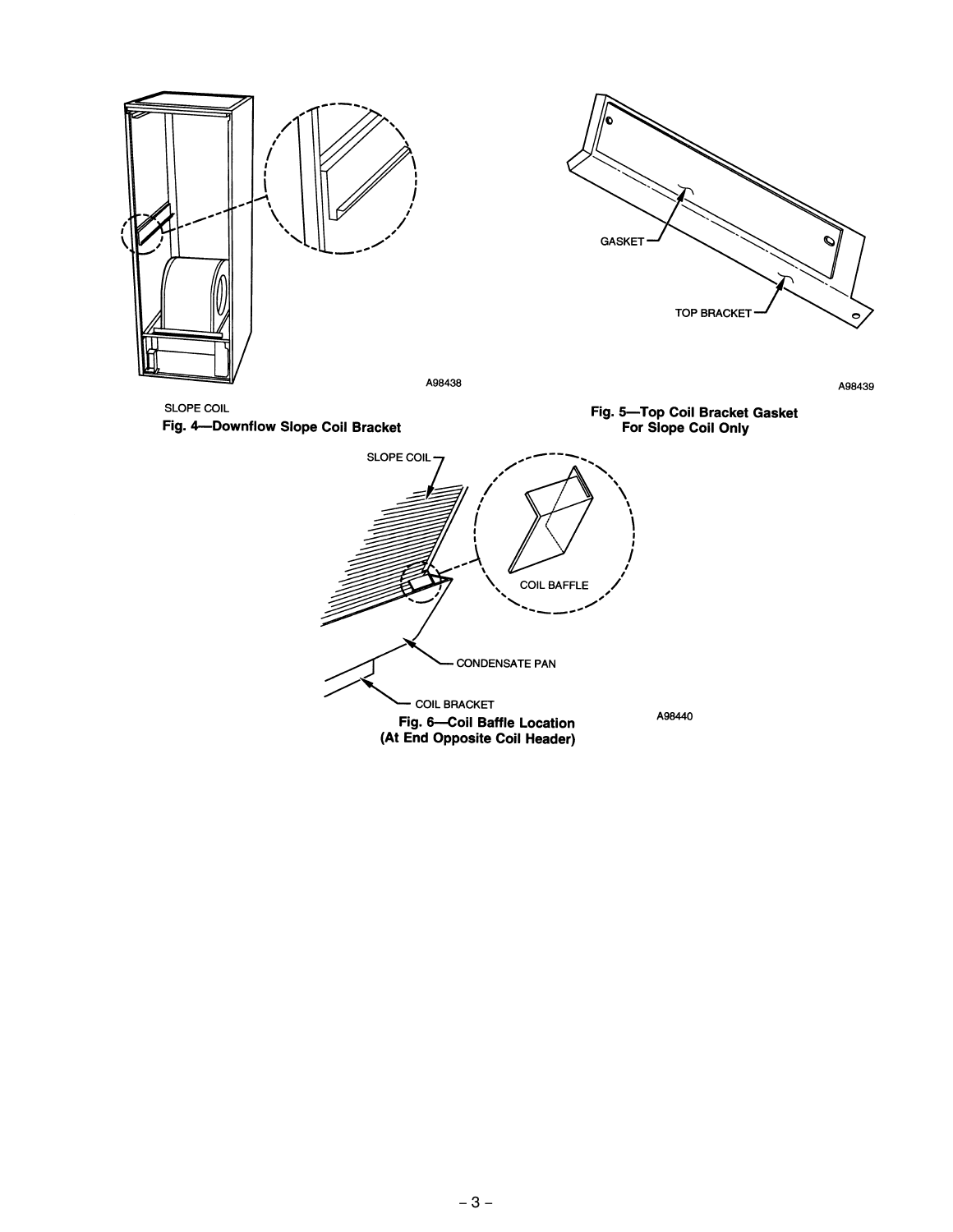A98438

SLOPE COIL

**Fig. 4—Downflow Slope Coil Bracket**

GASKET

TOP BRACKET

A98439

**Fig. 5—Top Coil Bracket Gasket For Slope Coil Only**

SLOPE COIL

COIL BAFFLE

CONDENSATE PAN

COIL BRACKET

A98440

**Fig. 6—Coil Baffle Location (At End Opposite Coil Header)**